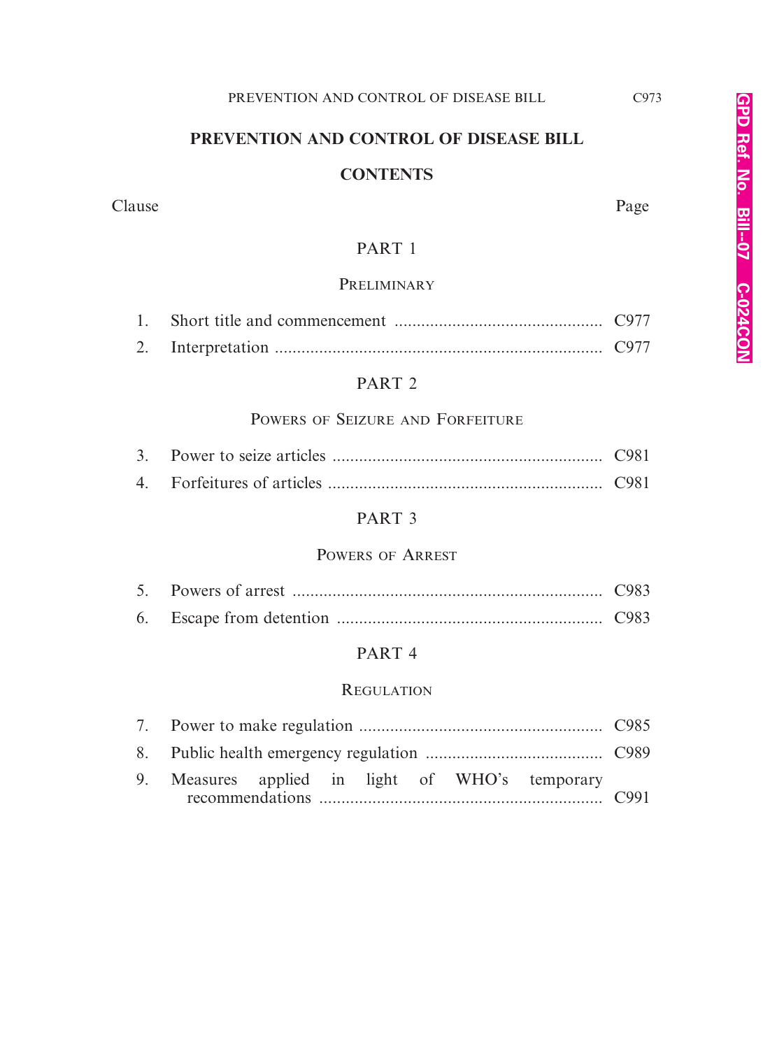# PREVENTION AND CONTROL OF DISEASE BILL

## CONTENTS

| Clause | | Page |
|---|---|---|
| | **PART 1** | |
| | PRELIMINARY | |
| 1. | Short title and commencement | C977 |
| 2. | Interpretation | C977 |
| | **PART 2** | |
| | POWERS OF SEIZURE AND FORFEITURE | |
| 3. | Power to seize articles | C981 |
| 4. | Forfeitures of articles | C981 |
| | **PART 3** | |
| | POWERS OF ARREST | |
| 5. | Powers of arrest | C983 |
| 6. | Escape from detention | C983 |
| | **PART 4** | |
| | REGULATION | |
| 7. | Power to make regulation | C985 |
| 8. | Public health emergency regulation | C989 |
| 9. | Measures applied in light of WHO's temporary recommendations | C991 |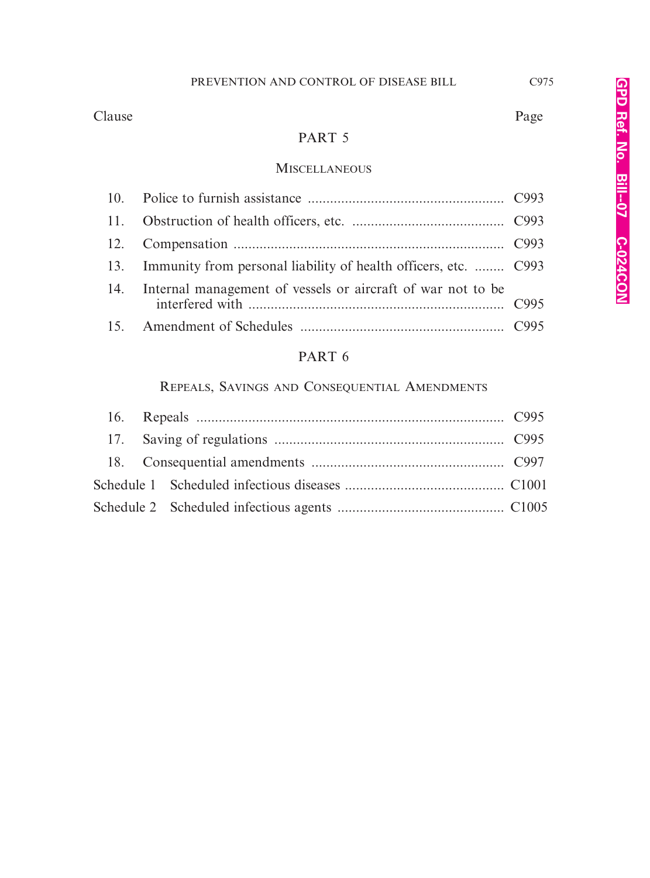| Clause | | Page |
|---|---|---|

## PART 5

### Miscellaneous

| | | |
|---|---|---|
| 10. | Police to furnish assistance | C993 |
| 11. | Obstruction of health officers, etc. | C993 |
| 12. | Compensation | C993 |
| 13. | Immunity from personal liability of health officers, etc. | C993 |
| 14. | Internal management of vessels or aircraft of war not to be interfered with | C995 |
| 15. | Amendment of Schedules | C995 |

## PART 6

### Repeals, Savings and Consequential Amendments

| | | |
|---|---|---|
| 16. | Repeals | C995 |
| 17. | Saving of regulations | C995 |
| 18. | Consequential amendments | C997 |
| Schedule 1 | Scheduled infectious diseases | C1001 |
| Schedule 2 | Scheduled infectious agents | C1005 |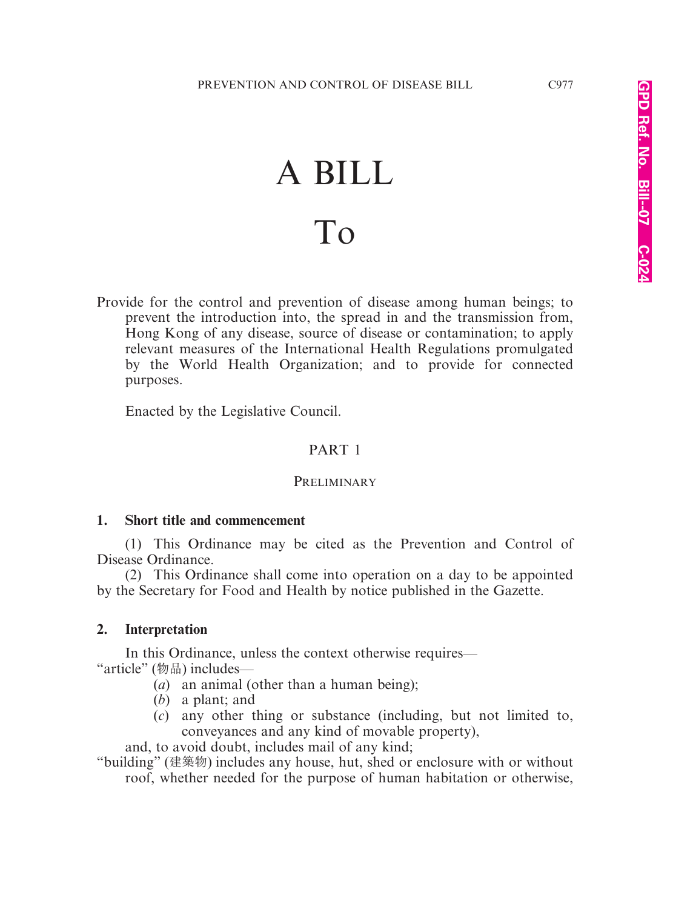# A BILL

# To

Provide for the control and prevention of disease among human beings; to prevent the introduction into, the spread in and the transmission from, Hong Kong of any disease, source of disease or contamination; to apply relevant measures of the International Health Regulations promulgated by the World Health Organization; and to provide for connected purposes.

Enacted by the Legislative Council.

## PART 1

### PRELIMINARY

**1. Short title and commencement**

(1) This Ordinance may be cited as the Prevention and Control of Disease Ordinance.

(2) This Ordinance shall come into operation on a day to be appointed by the Secretary for Food and Health by notice published in the Gazette.

**2. Interpretation**

In this Ordinance, unless the context otherwise requires—

"article" (物品) includes—

(*a*) an animal (other than a human being);

(*b*) a plant; and

(*c*) any other thing or substance (including, but not limited to, conveyances and any kind of movable property),

and, to avoid doubt, includes mail of any kind;

"building" (建築物) includes any house, hut, shed or enclosure with or without roof, whether needed for the purpose of human habitation or otherwise,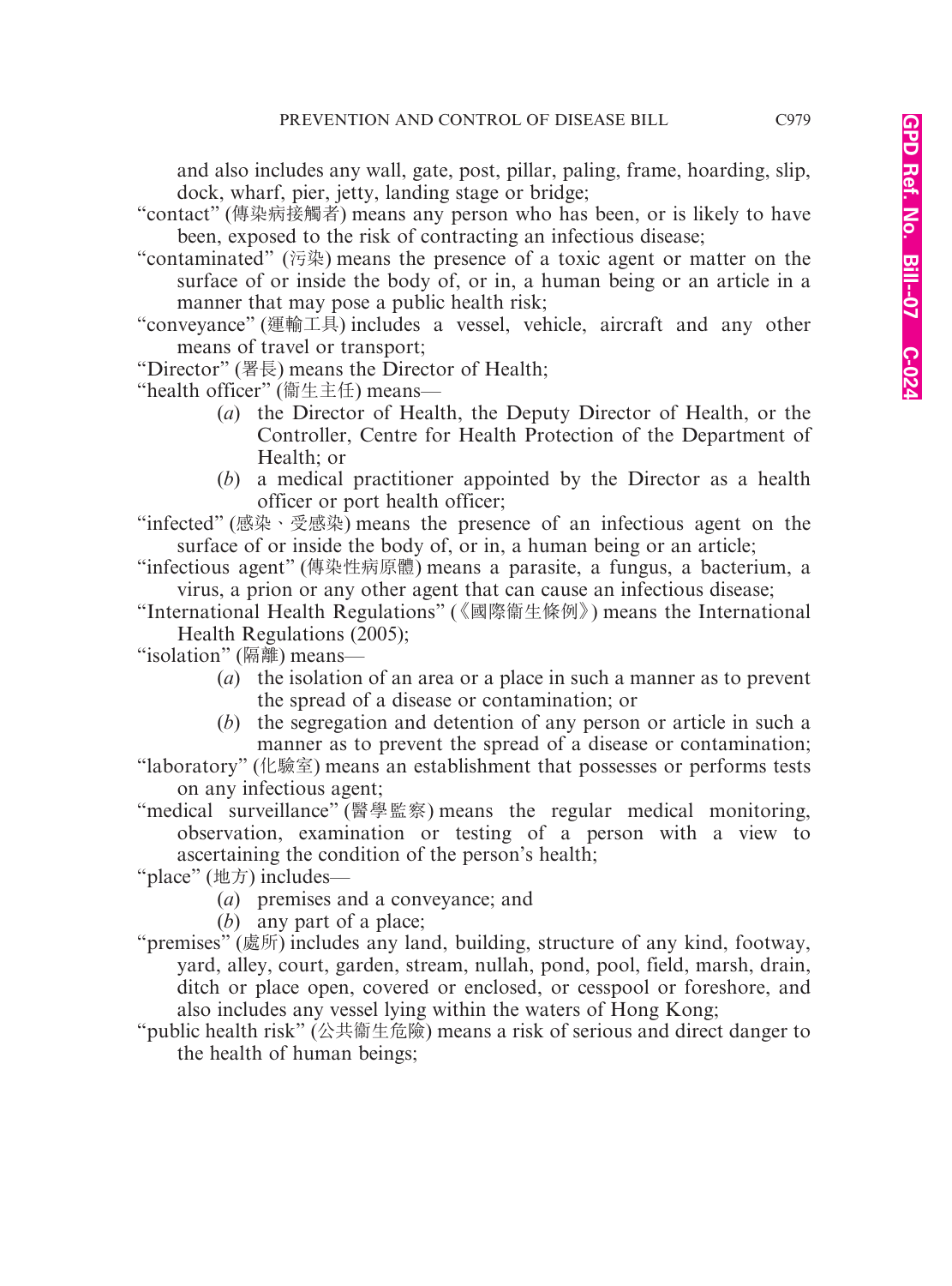and also includes any wall, gate, post, pillar, paling, frame, hoarding, slip, dock, wharf, pier, jetty, landing stage or bridge;

"contact" (傳染病接觸者) means any person who has been, or is likely to have been, exposed to the risk of contracting an infectious disease;

"contaminated" (污染) means the presence of a toxic agent or matter on the surface of or inside the body of, or in, a human being or an article in a manner that may pose a public health risk;

"conveyance" (運輸工具) includes a vessel, vehicle, aircraft and any other means of travel or transport;

"Director" (署長) means the Director of Health;

"health officer" (衞生主任) means—

(*a*) the Director of Health, the Deputy Director of Health, or the Controller, Centre for Health Protection of the Department of Health; or

(*b*) a medical practitioner appointed by the Director as a health officer or port health officer;

"infected" (感染、受感染) means the presence of an infectious agent on the surface of or inside the body of, or in, a human being or an article;

"infectious agent" (傳染性病原體) means a parasite, a fungus, a bacterium, a virus, a prion or any other agent that can cause an infectious disease;

"International Health Regulations" (《國際衞生條例》) means the International Health Regulations (2005);

"isolation" (隔離) means—

(*a*) the isolation of an area or a place in such a manner as to prevent the spread of a disease or contamination; or

(*b*) the segregation and detention of any person or article in such a manner as to prevent the spread of a disease or contamination;

"laboratory" (化驗室) means an establishment that possesses or performs tests on any infectious agent;

"medical surveillance" (醫學監察) means the regular medical monitoring, observation, examination or testing of a person with a view to ascertaining the condition of the person's health;

"place" (地方) includes—

(*a*) premises and a conveyance; and

(*b*) any part of a place;

"premises" (處所) includes any land, building, structure of any kind, footway, yard, alley, court, garden, stream, nullah, pond, pool, field, marsh, drain, ditch or place open, covered or enclosed, or cesspool or foreshore, and also includes any vessel lying within the waters of Hong Kong;

"public health risk" (公共衞生危險) means a risk of serious and direct danger to the health of human beings;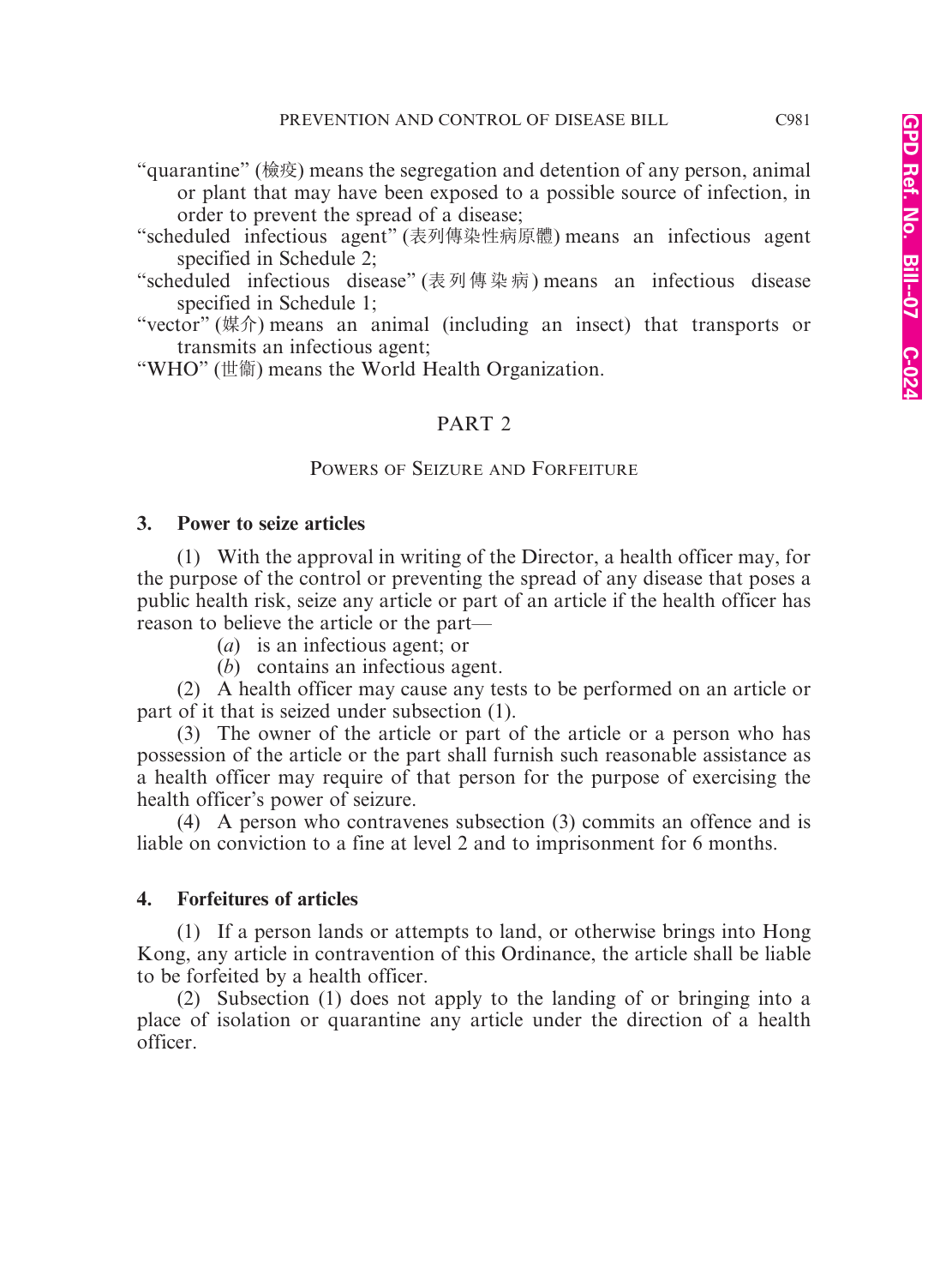"quarantine" (檢疫) means the segregation and detention of any person, animal or plant that may have been exposed to a possible source of infection, in order to prevent the spread of a disease;

"scheduled infectious agent" (表列傳染性病原體) means an infectious agent specified in Schedule 2;

"scheduled infectious disease" (表列傳染病) means an infectious disease specified in Schedule 1;

"vector" (媒介) means an animal (including an insect) that transports or transmits an infectious agent;

"WHO" (世衞) means the World Health Organization.

## PART 2

## Powers of Seizure and Forfeiture

### 3. Power to seize articles

(1) With the approval in writing of the Director, a health officer may, for the purpose of the control or preventing the spread of any disease that poses a public health risk, seize any article or part of an article if the health officer has reason to believe the article or the part—

(*a*) is an infectious agent; or

(*b*) contains an infectious agent.

(2) A health officer may cause any tests to be performed on an article or part of it that is seized under subsection (1).

(3) The owner of the article or part of the article or a person who has possession of the article or the part shall furnish such reasonable assistance as a health officer may require of that person for the purpose of exercising the health officer's power of seizure.

(4) A person who contravenes subsection (3) commits an offence and is liable on conviction to a fine at level 2 and to imprisonment for 6 months.

### 4. Forfeitures of articles

(1) If a person lands or attempts to land, or otherwise brings into Hong Kong, any article in contravention of this Ordinance, the article shall be liable to be forfeited by a health officer.

(2) Subsection (1) does not apply to the landing of or bringing into a place of isolation or quarantine any article under the direction of a health officer.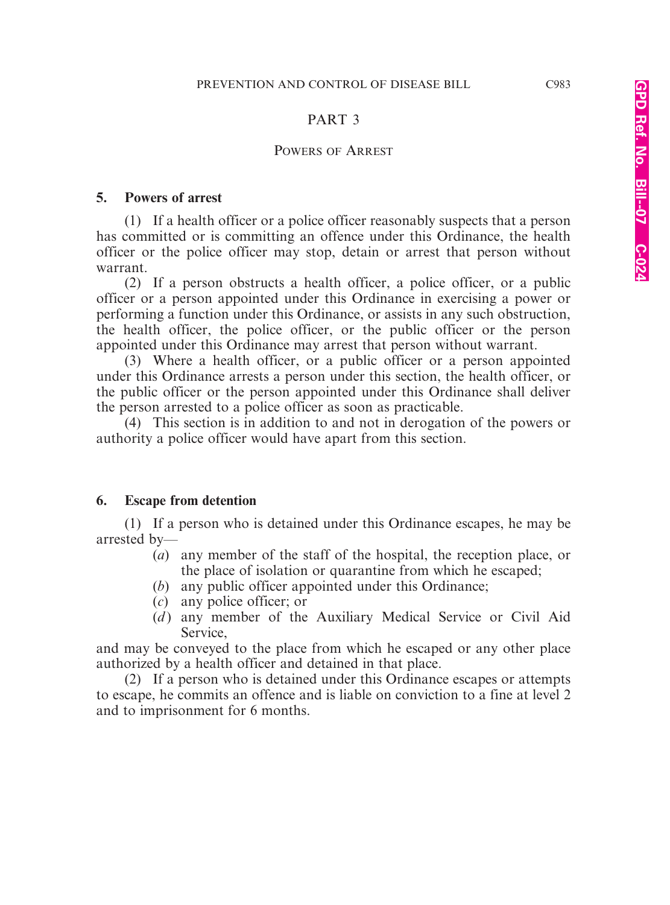## PART 3

### POWERS OF ARREST

**5. Powers of arrest**

(1) If a health officer or a police officer reasonably suspects that a person has committed or is committing an offence under this Ordinance, the health officer or the police officer may stop, detain or arrest that person without warrant.

(2) If a person obstructs a health officer, a police officer, or a public officer or a person appointed under this Ordinance in exercising a power or performing a function under this Ordinance, or assists in any such obstruction, the health officer, the police officer, or the public officer or the person appointed under this Ordinance may arrest that person without warrant.

(3) Where a health officer, or a public officer or a person appointed under this Ordinance arrests a person under this section, the health officer, or the public officer or the person appointed under this Ordinance shall deliver the person arrested to a police officer as soon as practicable.

(4) This section is in addition to and not in derogation of the powers or authority a police officer would have apart from this section.

**6. Escape from detention**

(1) If a person who is detained under this Ordinance escapes, he may be arrested by—

- (*a*) any member of the staff of the hospital, the reception place, or the place of isolation or quarantine from which he escaped;
- (*b*) any public officer appointed under this Ordinance;
- (*c*) any police officer; or
- (*d*) any member of the Auxiliary Medical Service or Civil Aid Service,

and may be conveyed to the place from which he escaped or any other place authorized by a health officer and detained in that place.

(2) If a person who is detained under this Ordinance escapes or attempts to escape, he commits an offence and is liable on conviction to a fine at level 2 and to imprisonment for 6 months.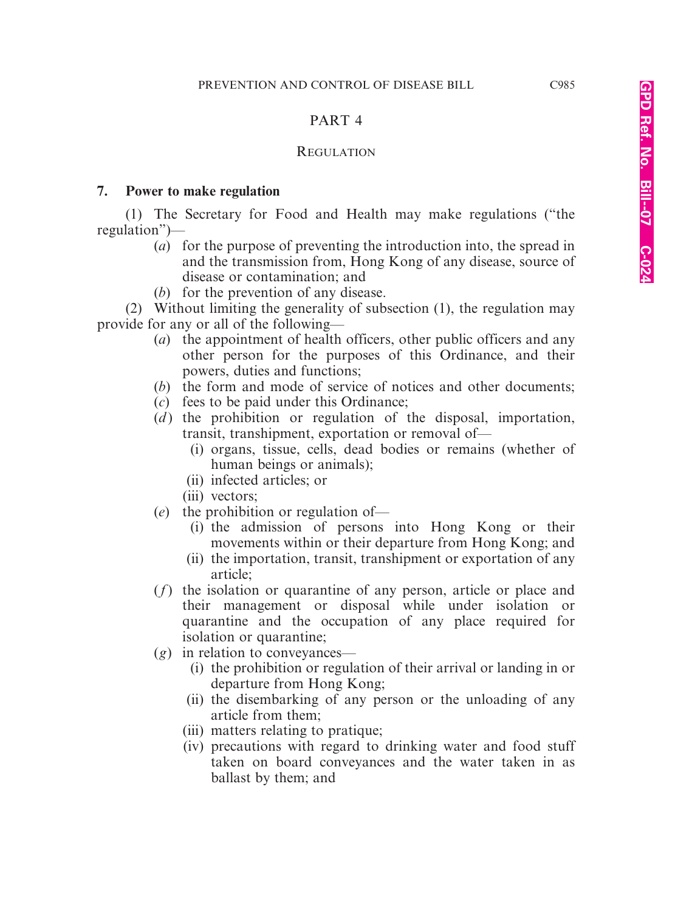## PART 4

### REGULATION

**7. Power to make regulation**

(1) The Secretary for Food and Health may make regulations ("the regulation")—

(*a*) for the purpose of preventing the introduction into, the spread in and the transmission from, Hong Kong of any disease, source of disease or contamination; and

(*b*) for the prevention of any disease.

(2) Without limiting the generality of subsection (1), the regulation may provide for any or all of the following—

(*a*) the appointment of health officers, other public officers and any other person for the purposes of this Ordinance, and their powers, duties and functions;

(*b*) the form and mode of service of notices and other documents;

(*c*) fees to be paid under this Ordinance;

(*d*) the prohibition or regulation of the disposal, importation, transit, transhipment, exportation or removal of—

(i) organs, tissue, cells, dead bodies or remains (whether of human beings or animals);

(ii) infected articles; or

(iii) vectors;

(*e*) the prohibition or regulation of—

(i) the admission of persons into Hong Kong or their movements within or their departure from Hong Kong; and

(ii) the importation, transit, transhipment or exportation of any article;

(*f*) the isolation or quarantine of any person, article or place and their management or disposal while under isolation or quarantine and the occupation of any place required for isolation or quarantine;

(*g*) in relation to conveyances—

(i) the prohibition or regulation of their arrival or landing in or departure from Hong Kong;

(ii) the disembarking of any person or the unloading of any article from them;

(iii) matters relating to pratique;

(iv) precautions with regard to drinking water and food stuff taken on board conveyances and the water taken in as ballast by them; and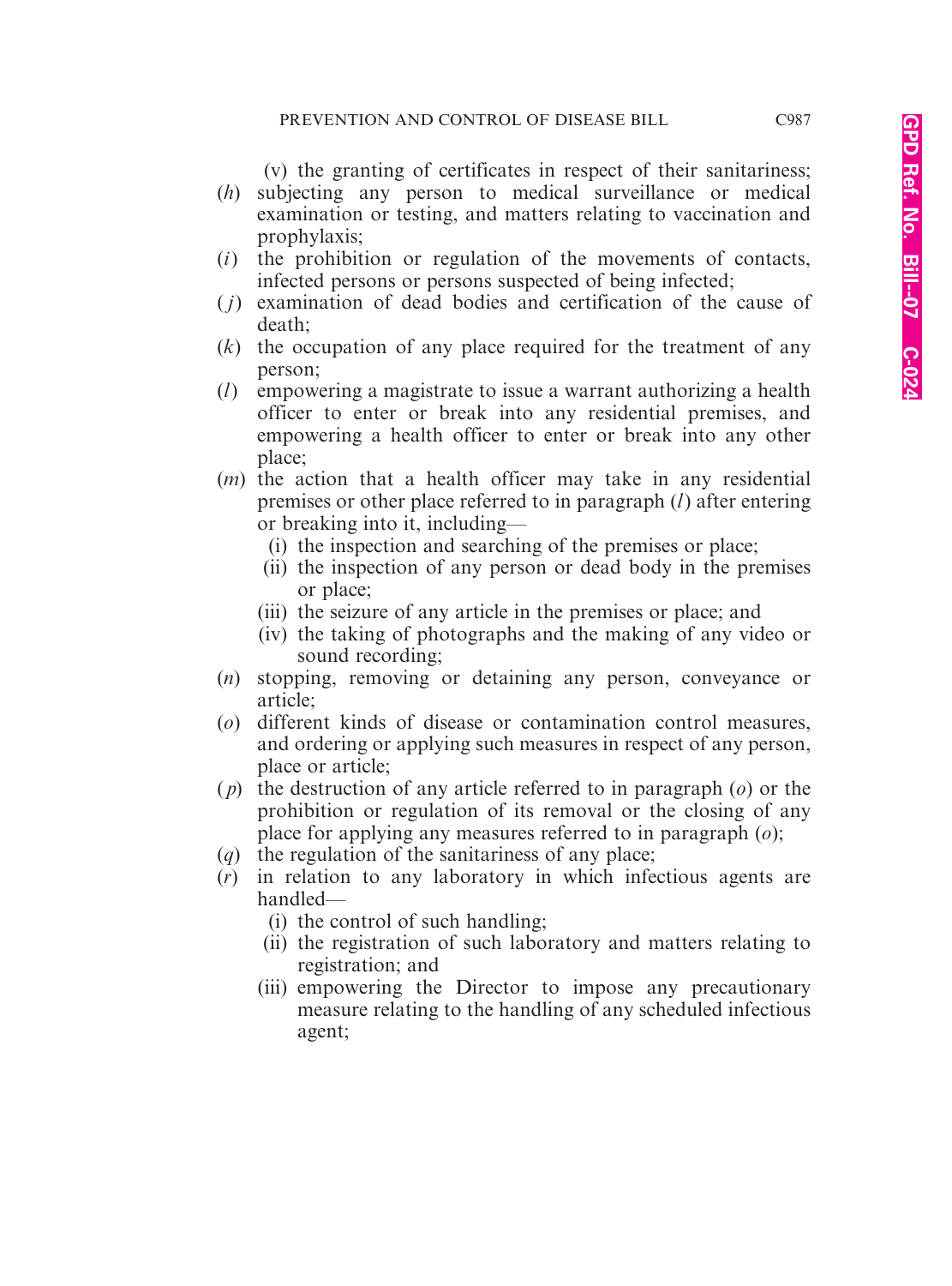(v) the granting of certificates in respect of their sanitariness;

(*h*) subjecting any person to medical surveillance or medical examination or testing, and matters relating to vaccination and prophylaxis;

(*i*) the prohibition or regulation of the movements of contacts, infected persons or persons suspected of being infected;

(*j*) examination of dead bodies and certification of the cause of death;

(*k*) the occupation of any place required for the treatment of any person;

(*l*) empowering a magistrate to issue a warrant authorizing a health officer to enter or break into any residential premises, and empowering a health officer to enter or break into any other place;

(*m*) the action that a health officer may take in any residential premises or other place referred to in paragraph (*l*) after entering or breaking into it, including—

   (i) the inspection and searching of the premises or place;

   (ii) the inspection of any person or dead body in the premises or place;

   (iii) the seizure of any article in the premises or place; and

   (iv) the taking of photographs and the making of any video or sound recording;

(*n*) stopping, removing or detaining any person, conveyance or article;

(*o*) different kinds of disease or contamination control measures, and ordering or applying such measures in respect of any person, place or article;

(*p*) the destruction of any article referred to in paragraph (*o*) or the prohibition or regulation of its removal or the closing of any place for applying any measures referred to in paragraph (*o*);

(*q*) the regulation of the sanitariness of any place;

(*r*) in relation to any laboratory in which infectious agents are handled—

   (i) the control of such handling;

   (ii) the registration of such laboratory and matters relating to registration; and

   (iii) empowering the Director to impose any precautionary measure relating to the handling of any scheduled infectious agent;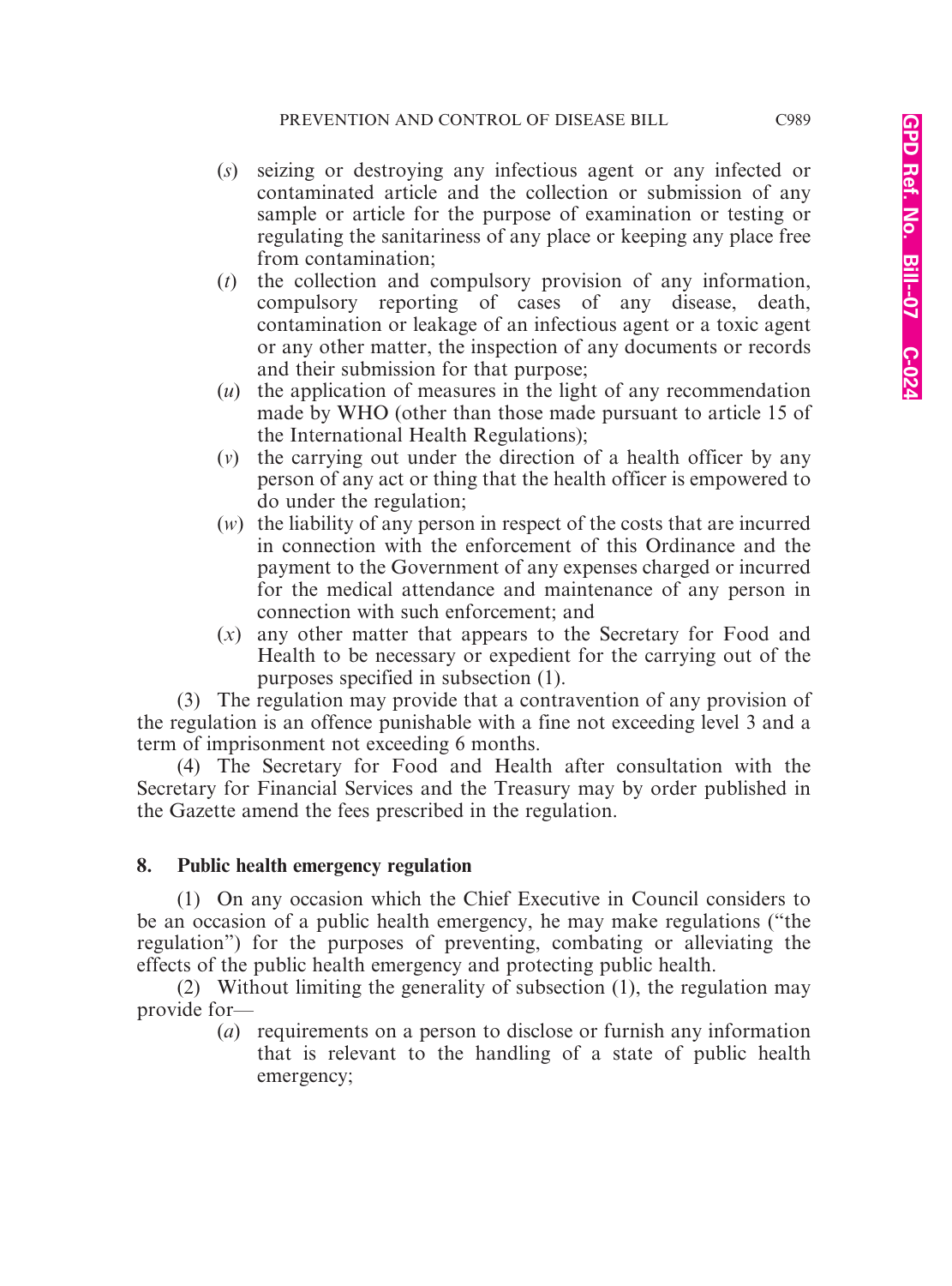(*s*) seizing or destroying any infectious agent or any infected or contaminated article and the collection or submission of any sample or article for the purpose of examination or testing or regulating the sanitariness of any place or keeping any place free from contamination;

(*t*) the collection and compulsory provision of any information, compulsory reporting of cases of any disease, death, contamination or leakage of an infectious agent or a toxic agent or any other matter, the inspection of any documents or records and their submission for that purpose;

(*u*) the application of measures in the light of any recommendation made by WHO (other than those made pursuant to article 15 of the International Health Regulations);

(*v*) the carrying out under the direction of a health officer by any person of any act or thing that the health officer is empowered to do under the regulation;

(*w*) the liability of any person in respect of the costs that are incurred in connection with the enforcement of this Ordinance and the payment to the Government of any expenses charged or incurred for the medical attendance and maintenance of any person in connection with such enforcement; and

(*x*) any other matter that appears to the Secretary for Food and Health to be necessary or expedient for the carrying out of the purposes specified in subsection (1).

(3) The regulation may provide that a contravention of any provision of the regulation is an offence punishable with a fine not exceeding level 3 and a term of imprisonment not exceeding 6 months.

(4) The Secretary for Food and Health after consultation with the Secretary for Financial Services and the Treasury may by order published in the Gazette amend the fees prescribed in the regulation.

**8. Public health emergency regulation**

(1) On any occasion which the Chief Executive in Council considers to be an occasion of a public health emergency, he may make regulations ("the regulation") for the purposes of preventing, combating or alleviating the effects of the public health emergency and protecting public health.

(2) Without limiting the generality of subsection (1), the regulation may provide for—

(*a*) requirements on a person to disclose or furnish any information that is relevant to the handling of a state of public health emergency;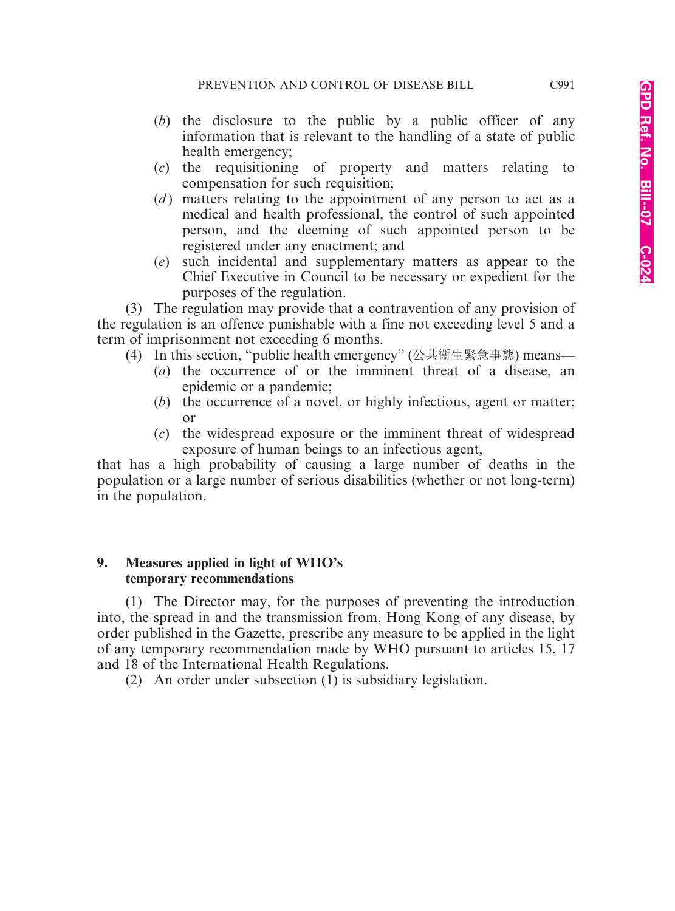(*b*) the disclosure to the public by a public officer of any information that is relevant to the handling of a state of public health emergency;

(*c*) the requisitioning of property and matters relating to compensation for such requisition;

(*d*) matters relating to the appointment of any person to act as a medical and health professional, the control of such appointed person, and the deeming of such appointed person to be registered under any enactment; and

(*e*) such incidental and supplementary matters as appear to the Chief Executive in Council to be necessary or expedient for the purposes of the regulation.

(3) The regulation may provide that a contravention of any provision of the regulation is an offence punishable with a fine not exceeding level 5 and a term of imprisonment not exceeding 6 months.

(4) In this section, "public health emergency" (公共衞生緊急事態) means—

(*a*) the occurrence of or the imminent threat of a disease, an epidemic or a pandemic;

(*b*) the occurrence of a novel, or highly infectious, agent or matter; or

(*c*) the widespread exposure or the imminent threat of widespread exposure of human beings to an infectious agent,

that has a high probability of causing a large number of deaths in the population or a large number of serious disabilities (whether or not long-term) in the population.

**9. Measures applied in light of WHO's temporary recommendations**

(1) The Director may, for the purposes of preventing the introduction into, the spread in and the transmission from, Hong Kong of any disease, by order published in the Gazette, prescribe any measure to be applied in the light of any temporary recommendation made by WHO pursuant to articles 15, 17 and 18 of the International Health Regulations.

(2) An order under subsection (1) is subsidiary legislation.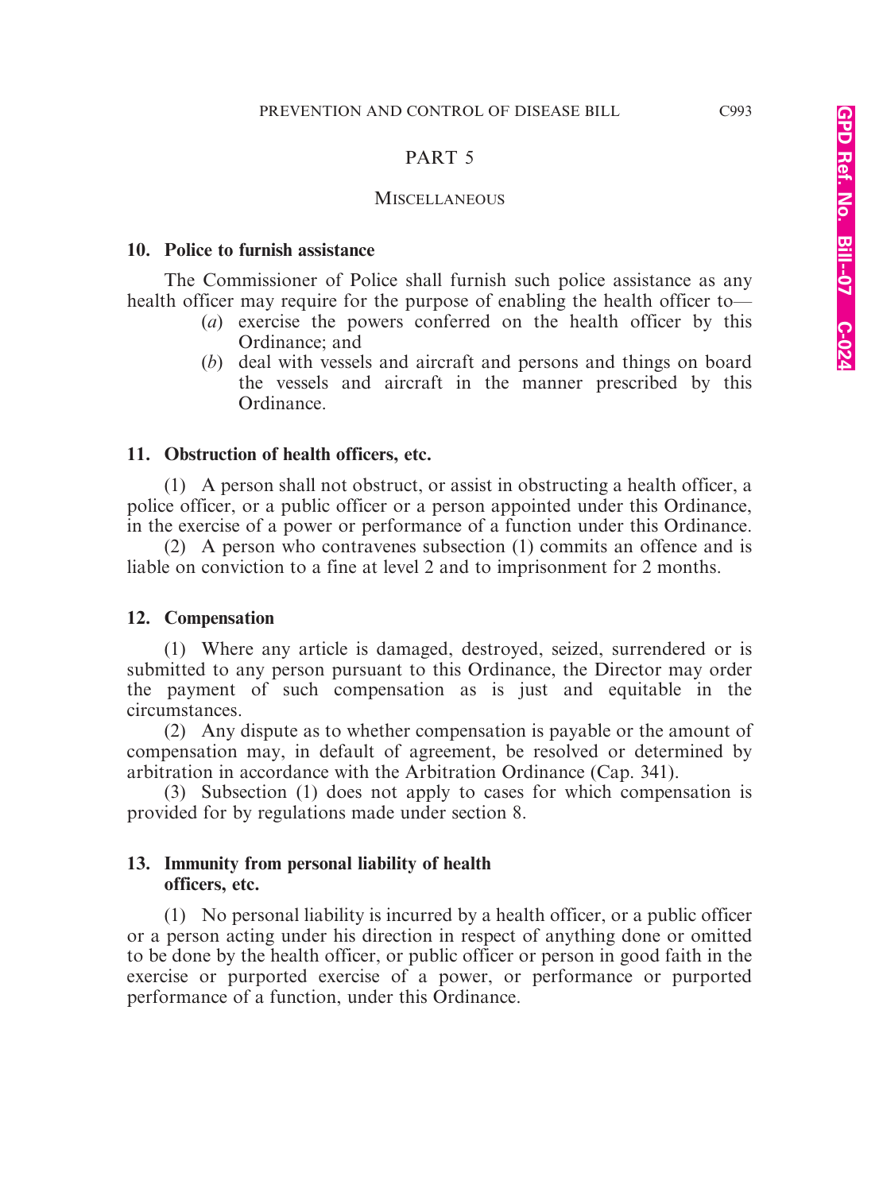# PART 5

## Miscellaneous

### 10. Police to furnish assistance

The Commissioner of Police shall furnish such police assistance as any health officer may require for the purpose of enabling the health officer to—

(*a*) exercise the powers conferred on the health officer by this Ordinance; and

(*b*) deal with vessels and aircraft and persons and things on board the vessels and aircraft in the manner prescribed by this Ordinance.

### 11. Obstruction of health officers, etc.

(1) A person shall not obstruct, or assist in obstructing a health officer, a police officer, or a public officer or a person appointed under this Ordinance, in the exercise of a power or performance of a function under this Ordinance.

(2) A person who contravenes subsection (1) commits an offence and is liable on conviction to a fine at level 2 and to imprisonment for 2 months.

### 12. Compensation

(1) Where any article is damaged, destroyed, seized, surrendered or is submitted to any person pursuant to this Ordinance, the Director may order the payment of such compensation as is just and equitable in the circumstances.

(2) Any dispute as to whether compensation is payable or the amount of compensation may, in default of agreement, be resolved or determined by arbitration in accordance with the Arbitration Ordinance (Cap. 341).

(3) Subsection (1) does not apply to cases for which compensation is provided for by regulations made under section 8.

### 13. Immunity from personal liability of health officers, etc.

(1) No personal liability is incurred by a health officer, or a public officer or a person acting under his direction in respect of anything done or omitted to be done by the health officer, or public officer or person in good faith in the exercise or purported exercise of a power, or performance or purported performance of a function, under this Ordinance.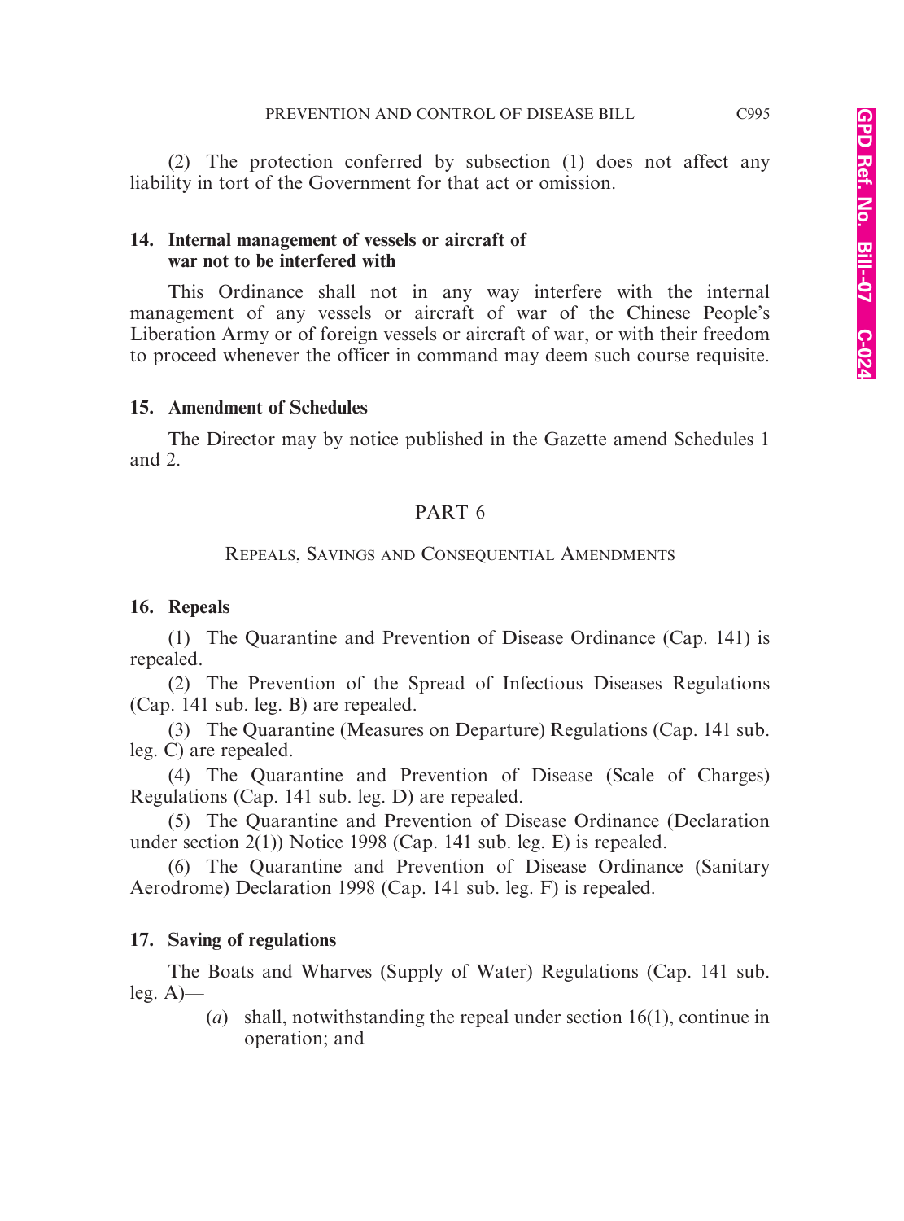(2) The protection conferred by subsection (1) does not affect any liability in tort of the Government for that act or omission.

**14. Internal management of vessels or aircraft of war not to be interfered with**

This Ordinance shall not in any way interfere with the internal management of any vessels or aircraft of war of the Chinese People's Liberation Army or of foreign vessels or aircraft of war, or with their freedom to proceed whenever the officer in command may deem such course requisite.

**15. Amendment of Schedules**

The Director may by notice published in the Gazette amend Schedules 1 and 2.

## PART 6

### REPEALS, SAVINGS AND CONSEQUENTIAL AMENDMENTS

**16. Repeals**

(1) The Quarantine and Prevention of Disease Ordinance (Cap. 141) is repealed.

(2) The Prevention of the Spread of Infectious Diseases Regulations (Cap. 141 sub. leg. B) are repealed.

(3) The Quarantine (Measures on Departure) Regulations (Cap. 141 sub. leg. C) are repealed.

(4) The Quarantine and Prevention of Disease (Scale of Charges) Regulations (Cap. 141 sub. leg. D) are repealed.

(5) The Quarantine and Prevention of Disease Ordinance (Declaration under section 2(1)) Notice 1998 (Cap. 141 sub. leg. E) is repealed.

(6) The Quarantine and Prevention of Disease Ordinance (Sanitary Aerodrome) Declaration 1998 (Cap. 141 sub. leg. F) is repealed.

**17. Saving of regulations**

The Boats and Wharves (Supply of Water) Regulations (Cap. 141 sub. leg. A)—

(*a*) shall, notwithstanding the repeal under section 16(1), continue in operation; and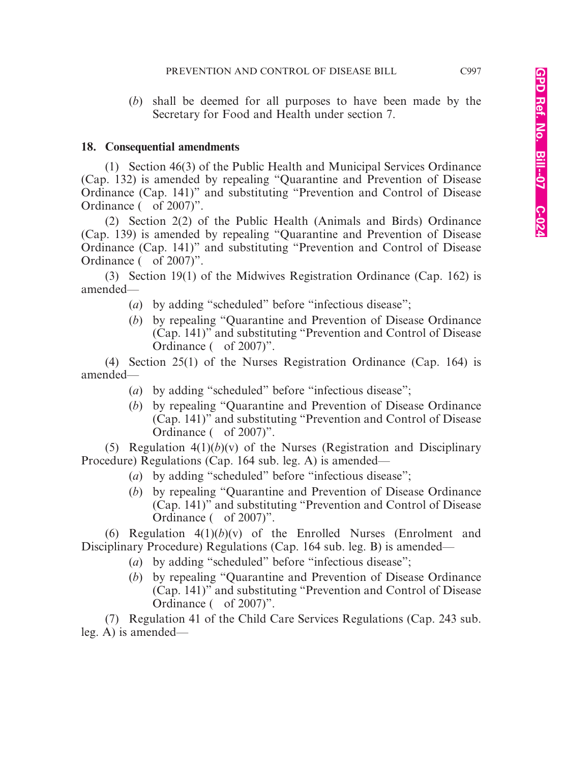(*b*) shall be deemed for all purposes to have been made by the Secretary for Food and Health under section 7.

**18. Consequential amendments**

(1) Section 46(3) of the Public Health and Municipal Services Ordinance (Cap. 132) is amended by repealing "Quarantine and Prevention of Disease Ordinance (Cap. 141)" and substituting "Prevention and Control of Disease Ordinance (   of 2007)".

(2) Section 2(2) of the Public Health (Animals and Birds) Ordinance (Cap. 139) is amended by repealing "Quarantine and Prevention of Disease Ordinance (Cap. 141)" and substituting "Prevention and Control of Disease Ordinance (   of 2007)".

(3) Section 19(1) of the Midwives Registration Ordinance (Cap. 162) is amended—

(*a*) by adding "scheduled" before "infectious disease";

(*b*) by repealing "Quarantine and Prevention of Disease Ordinance (Cap. 141)" and substituting "Prevention and Control of Disease Ordinance (   of 2007)".

(4) Section 25(1) of the Nurses Registration Ordinance (Cap. 164) is amended—

(*a*) by adding "scheduled" before "infectious disease";

(*b*) by repealing "Quarantine and Prevention of Disease Ordinance (Cap. 141)" and substituting "Prevention and Control of Disease Ordinance (   of 2007)".

(5) Regulation 4(1)(*b*)(v) of the Nurses (Registration and Disciplinary Procedure) Regulations (Cap. 164 sub. leg. A) is amended—

(*a*) by adding "scheduled" before "infectious disease";

(*b*) by repealing "Quarantine and Prevention of Disease Ordinance (Cap. 141)" and substituting "Prevention and Control of Disease Ordinance (   of 2007)".

(6) Regulation 4(1)(*b*)(v) of the Enrolled Nurses (Enrolment and Disciplinary Procedure) Regulations (Cap. 164 sub. leg. B) is amended—

(*a*) by adding "scheduled" before "infectious disease";

(*b*) by repealing "Quarantine and Prevention of Disease Ordinance (Cap. 141)" and substituting "Prevention and Control of Disease Ordinance (   of 2007)".

(7) Regulation 41 of the Child Care Services Regulations (Cap. 243 sub. leg. A) is amended—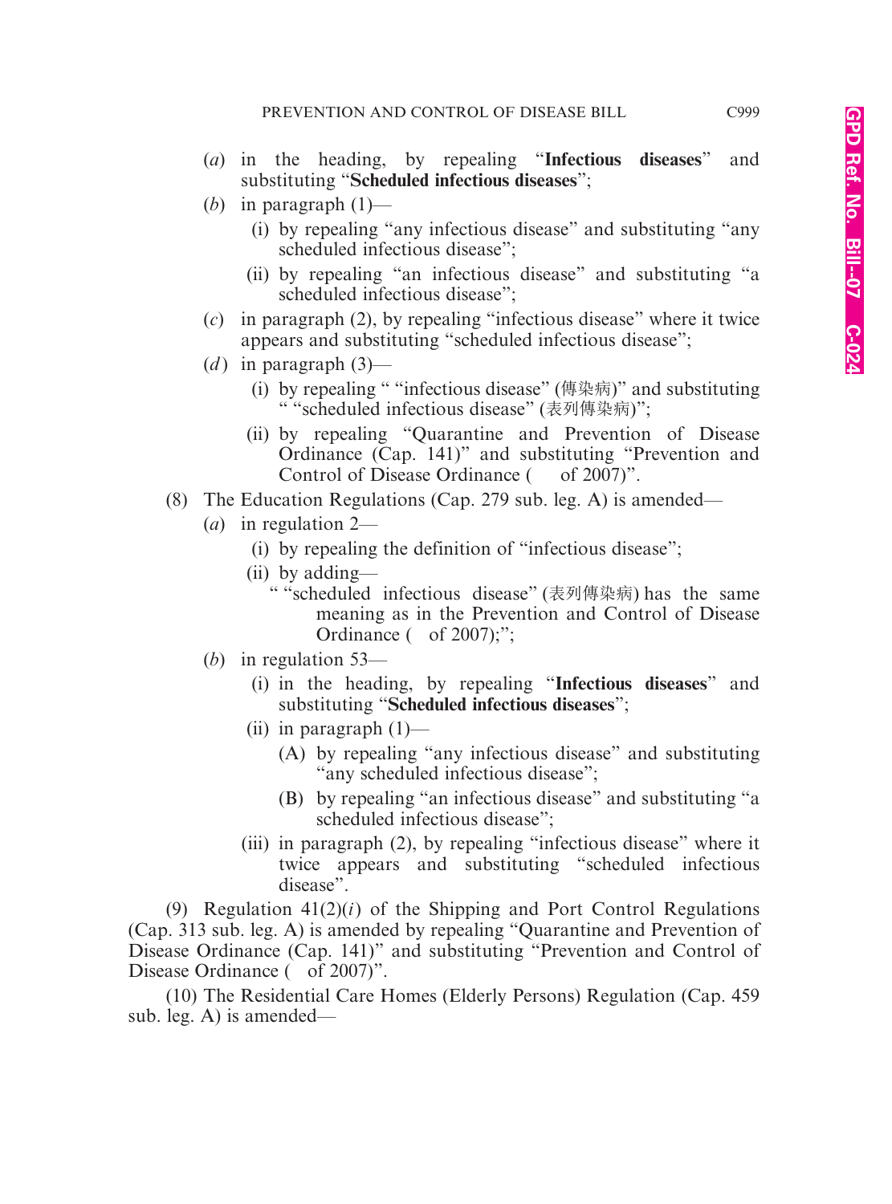(*a*) in the heading, by repealing "**Infectious diseases**" and substituting "**Scheduled infectious diseases**";

(*b*) in paragraph (1)—

(i) by repealing "any infectious disease" and substituting "any scheduled infectious disease";

(ii) by repealing "an infectious disease" and substituting "a scheduled infectious disease";

(*c*) in paragraph (2), by repealing "infectious disease" where it twice appears and substituting "scheduled infectious disease";

(*d*) in paragraph (3)—

(i) by repealing " "infectious disease" (傳染病)" and substituting " "scheduled infectious disease" (表列傳染病)";

(ii) by repealing "Quarantine and Prevention of Disease Ordinance (Cap. 141)" and substituting "Prevention and Control of Disease Ordinance (    of 2007)".

(8) The Education Regulations (Cap. 279 sub. leg. A) is amended—

(*a*) in regulation 2—

(i) by repealing the definition of "infectious disease";

(ii) by adding—

" "scheduled infectious disease" (表列傳染病) has the same meaning as in the Prevention and Control of Disease Ordinance (   of 2007);";

(*b*) in regulation 53—

(i) in the heading, by repealing "**Infectious diseases**" and substituting "**Scheduled infectious diseases**";

(ii) in paragraph (1)—

(A) by repealing "any infectious disease" and substituting "any scheduled infectious disease";

(B) by repealing "an infectious disease" and substituting "a scheduled infectious disease";

(iii) in paragraph (2), by repealing "infectious disease" where it twice appears and substituting "scheduled infectious disease".

(9) Regulation 41(2)(*i*) of the Shipping and Port Control Regulations (Cap. 313 sub. leg. A) is amended by repealing "Quarantine and Prevention of Disease Ordinance (Cap. 141)" and substituting "Prevention and Control of Disease Ordinance (   of 2007)".

(10) The Residential Care Homes (Elderly Persons) Regulation (Cap. 459 sub. leg. A) is amended—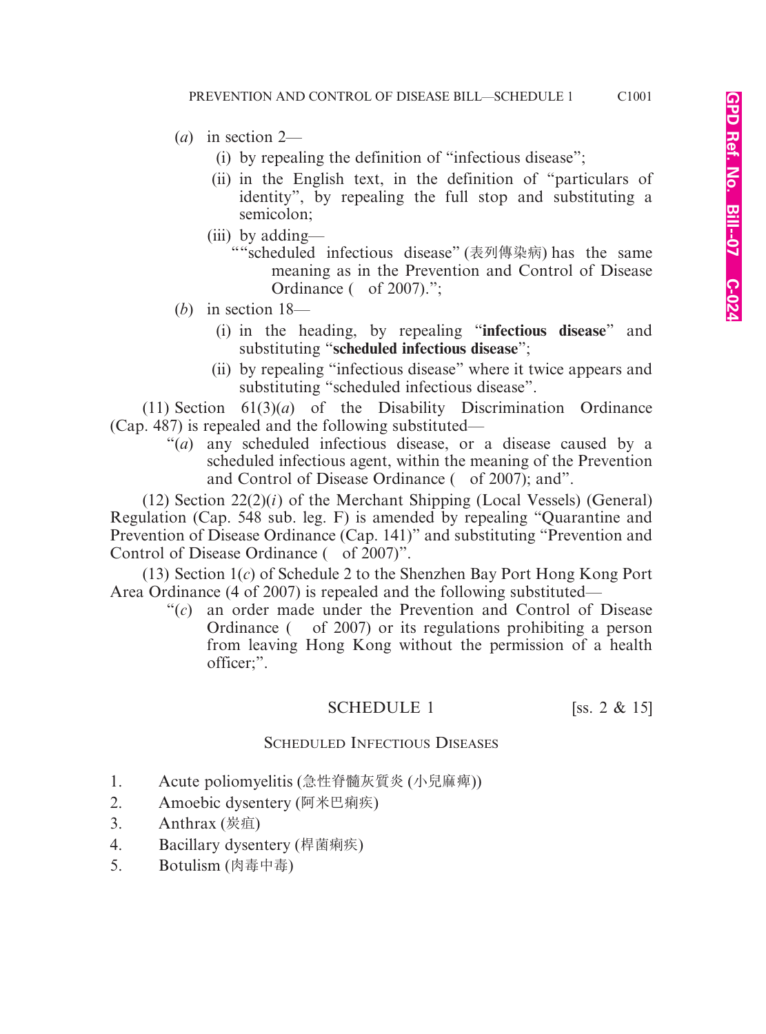(*a*) in section 2—

(i) by repealing the definition of "infectious disease";

(ii) in the English text, in the definition of "particulars of identity", by repealing the full stop and substituting a semicolon;

(iii) by adding—

""scheduled infectious disease" (表列傳染病) has the same meaning as in the Prevention and Control of Disease Ordinance (   of 2007).";

(*b*) in section 18—

(i) in the heading, by repealing "**infectious disease**" and substituting "**scheduled infectious disease**";

(ii) by repealing "infectious disease" where it twice appears and substituting "scheduled infectious disease".

(11) Section 61(3)(*a*) of the Disability Discrimination Ordinance (Cap. 487) is repealed and the following substituted—

"(*a*) any scheduled infectious disease, or a disease caused by a scheduled infectious agent, within the meaning of the Prevention and Control of Disease Ordinance (   of 2007); and".

(12) Section 22(2)(*i*) of the Merchant Shipping (Local Vessels) (General) Regulation (Cap. 548 sub. leg. F) is amended by repealing "Quarantine and Prevention of Disease Ordinance (Cap. 141)" and substituting "Prevention and Control of Disease Ordinance (   of 2007)".

(13) Section 1(*c*) of Schedule 2 to the Shenzhen Bay Port Hong Kong Port Area Ordinance (4 of 2007) is repealed and the following substituted—

"(*c*) an order made under the Prevention and Control of Disease Ordinance (   of 2007) or its regulations prohibiting a person from leaving Hong Kong without the permission of a health officer;".

## SCHEDULE 1 [ss. 2 & 15]

### Scheduled Infectious Diseases

1. Acute poliomyelitis (急性脊髓灰質炎 (小兒麻痺))
2. Amoebic dysentery (阿米巴痢疾)
3. Anthrax (炭疽)
4. Bacillary dysentery (桿菌痢疾)
5. Botulism (肉毒中毒)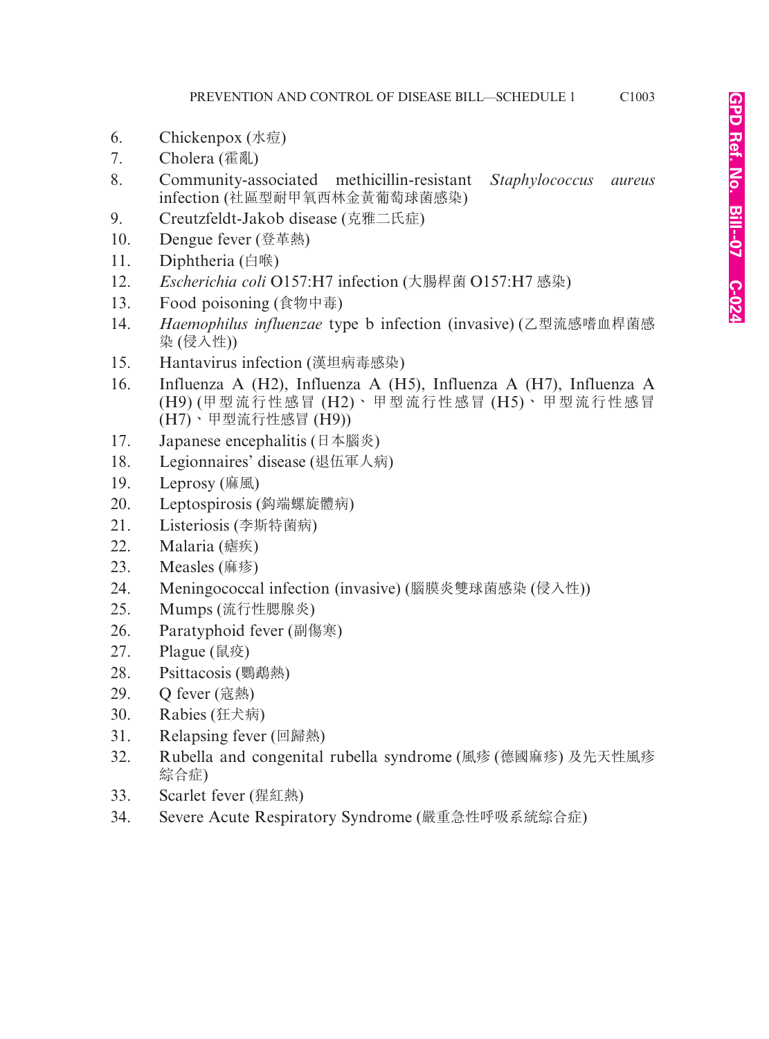6. Chickenpox (水痘)
7. Cholera (霍亂)
8. Community-associated methicillin-resistant *Staphylococcus aureus* infection (社區型耐甲氧西林金黃葡萄球菌感染)
9. Creutzfeldt-Jakob disease (克雅二氏症)
10. Dengue fever (登革熱)
11. Diphtheria (白喉)
12. *Escherichia coli* O157:H7 infection (大腸桿菌 O157:H7 感染)
13. Food poisoning (食物中毒)
14. *Haemophilus influenzae* type b infection (invasive) (乙型流感嗜血桿菌感染 (侵入性))
15. Hantavirus infection (漢坦病毒感染)
16. Influenza A (H2), Influenza A (H5), Influenza A (H7), Influenza A (H9) (甲型流行性感冒 (H2)、甲型流行性感冒 (H5)、甲型流行性感冒 (H7)、甲型流行性感冒 (H9))
17. Japanese encephalitis (日本腦炎)
18. Legionnaires' disease (退伍軍人病)
19. Leprosy (麻風)
20. Leptospirosis (鈎端螺旋體病)
21. Listeriosis (李斯特菌病)
22. Malaria (瘧疾)
23. Measles (麻疹)
24. Meningococcal infection (invasive) (腦膜炎雙球菌感染 (侵入性))
25. Mumps (流行性腮腺炎)
26. Paratyphoid fever (副傷寒)
27. Plague (鼠疫)
28. Psittacosis (鸚鵡熱)
29. Q fever (寇熱)
30. Rabies (狂犬病)
31. Relapsing fever (回歸熱)
32. Rubella and congenital rubella syndrome (風疹 (德國麻疹) 及先天性風疹綜合症)
33. Scarlet fever (猩紅熱)
34. Severe Acute Respiratory Syndrome (嚴重急性呼吸系統綜合症)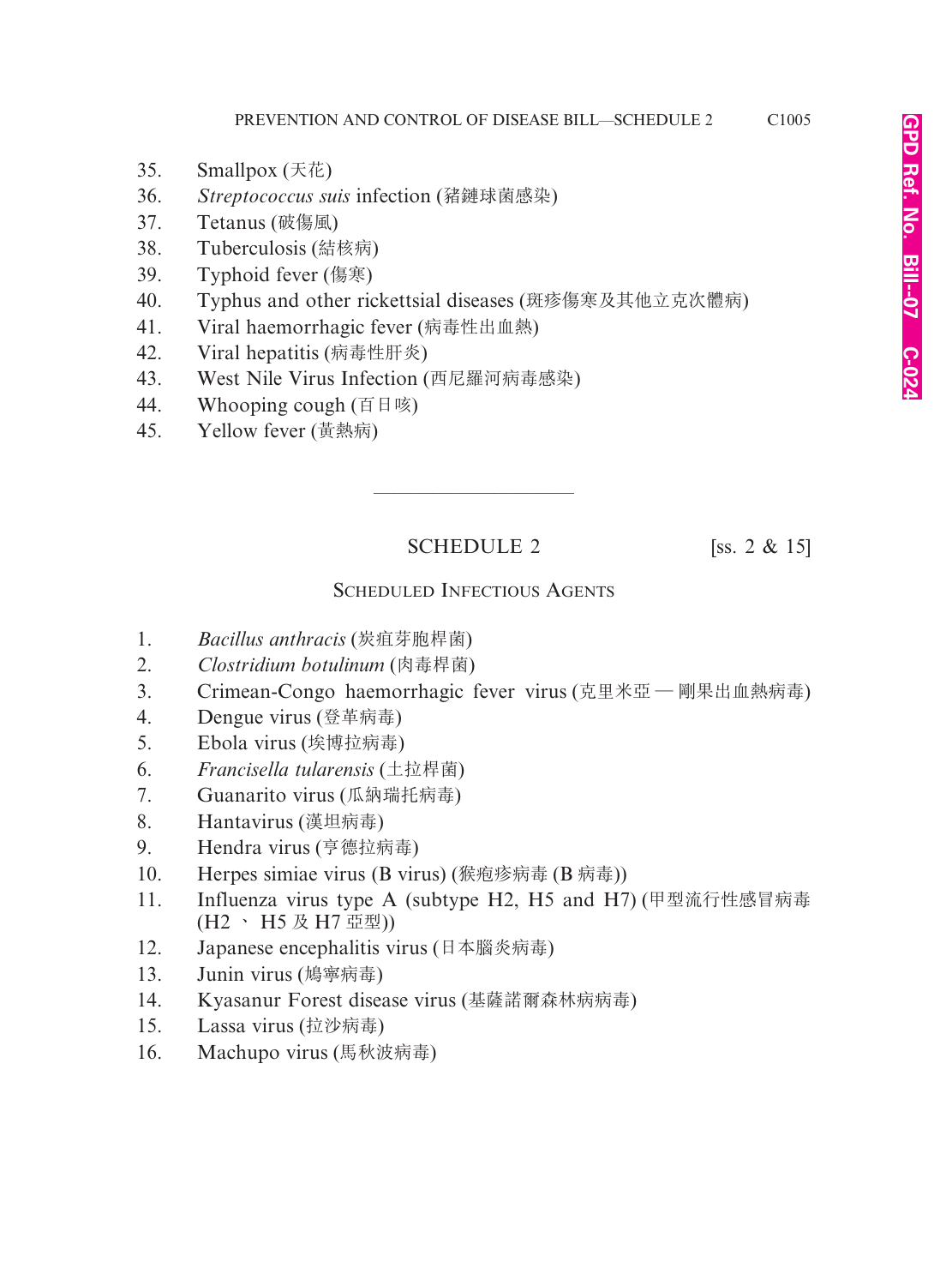35. Smallpox (天花)
36. *Streptococcus suis* infection (豬鏈球菌感染)
37. Tetanus (破傷風)
38. Tuberculosis (結核病)
39. Typhoid fever (傷寒)
40. Typhus and other rickettsial diseases (斑疹傷寒及其他立克次體病)
41. Viral haemorrhagic fever (病毒性出血熱)
42. Viral hepatitis (病毒性肝炎)
43. West Nile Virus Infection (西尼羅河病毒感染)
44. Whooping cough (百日咳)
45. Yellow fever (黃熱病)

---

## SCHEDULE 2 [ss. 2 & 15]

### Scheduled Infectious Agents

1. *Bacillus anthracis* (炭疽芽胞桿菌)
2. *Clostridium botulinum* (肉毒桿菌)
3. Crimean-Congo haemorrhagic fever virus (克里米亞 — 剛果出血熱病毒)
4. Dengue virus (登革病毒)
5. Ebola virus (埃博拉病毒)
6. *Francisella tularensis* (土拉桿菌)
7. Guanarito virus (瓜納瑞托病毒)
8. Hantavirus (漢坦病毒)
9. Hendra virus (亨德拉病毒)
10. Herpes simiae virus (B virus) (猴疱疹病毒 (B 病毒))
11. Influenza virus type A (subtype H2, H5 and H7) (甲型流行性感冒病毒 (H2 、 H5 及 H7 亞型))
12. Japanese encephalitis virus (日本腦炎病毒)
13. Junin virus (鳩寧病毒)
14. Kyasanur Forest disease virus (基薩諾爾森林病病毒)
15. Lassa virus (拉沙病毒)
16. Machupo virus (馬秋波病毒)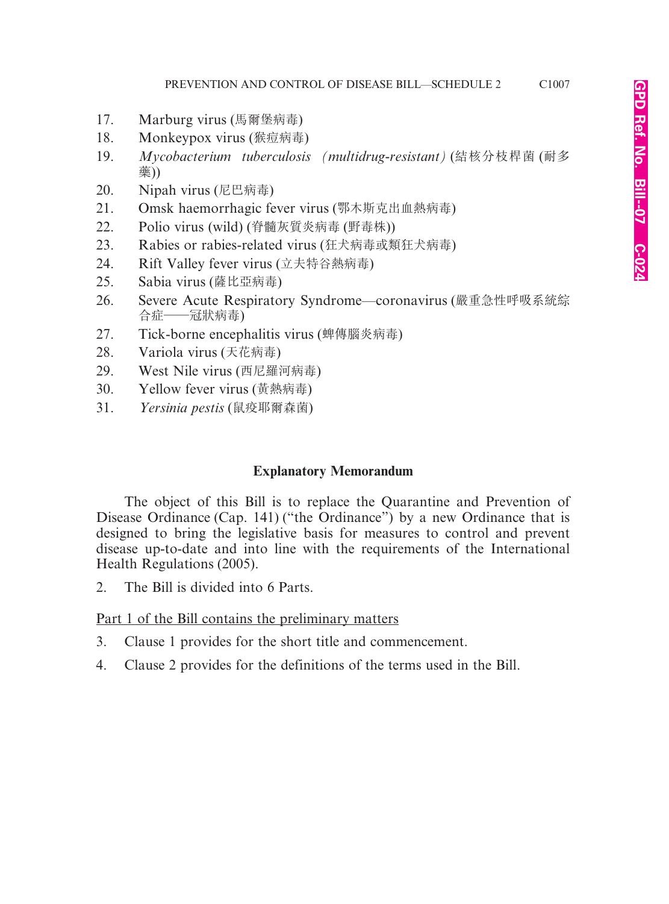17. Marburg virus (馬爾堡病毒)
18. Monkeypox virus (猴痘病毒)
19. *Mycobacterium tuberculosis (multidrug-resistant)* (結核分枝桿菌 (耐多藥))
20. Nipah virus (尼巴病毒)
21. Omsk haemorrhagic fever virus (鄂木斯克出血熱病毒)
22. Polio virus (wild) (脊髓灰質炎病毒 (野毒株))
23. Rabies or rabies-related virus (狂犬病毒或類狂犬病毒)
24. Rift Valley fever virus (立夫特谷熱病毒)
25. Sabia virus (薩比亞病毒)
26. Severe Acute Respiratory Syndrome—coronavirus (嚴重急性呼吸系統綜合症——冠狀病毒)
27. Tick-borne encephalitis virus (蜱傳腦炎病毒)
28. Variola virus (天花病毒)
29. West Nile virus (西尼羅河病毒)
30. Yellow fever virus (黃熱病毒)
31. *Yersinia pestis* (鼠疫耶爾森菌)

## Explanatory Memorandum

The object of this Bill is to replace the Quarantine and Prevention of Disease Ordinance (Cap. 141) ("the Ordinance") by a new Ordinance that is designed to bring the legislative basis for measures to control and prevent disease up-to-date and into line with the requirements of the International Health Regulations (2005).

2. The Bill is divided into 6 Parts.

Part 1 of the Bill contains the preliminary matters

3. Clause 1 provides for the short title and commencement.

4. Clause 2 provides for the definitions of the terms used in the Bill.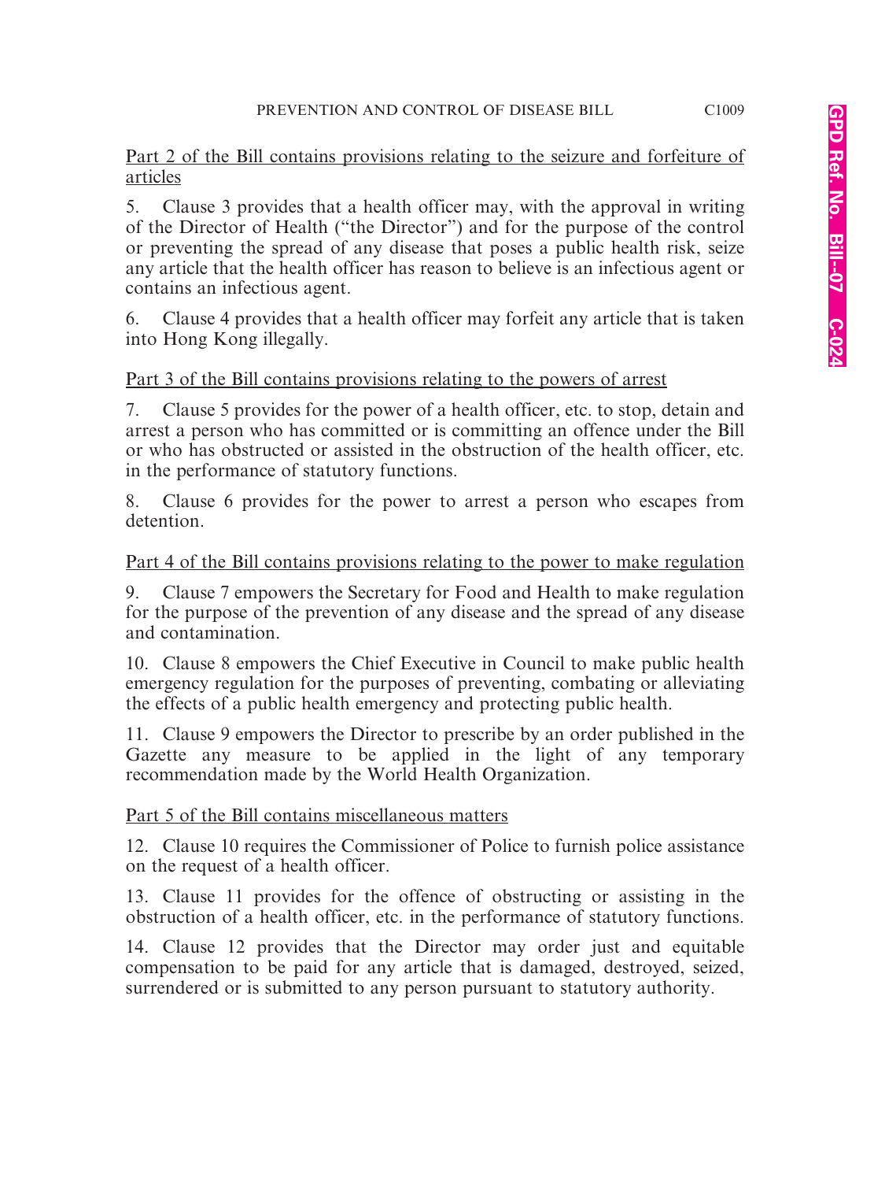Part 2 of the Bill contains provisions relating to the seizure and forfeiture of articles

5. Clause 3 provides that a health officer may, with the approval in writing of the Director of Health ("the Director") and for the purpose of the control or preventing the spread of any disease that poses a public health risk, seize any article that the health officer has reason to believe is an infectious agent or contains an infectious agent.

6. Clause 4 provides that a health officer may forfeit any article that is taken into Hong Kong illegally.

Part 3 of the Bill contains provisions relating to the powers of arrest

7. Clause 5 provides for the power of a health officer, etc. to stop, detain and arrest a person who has committed or is committing an offence under the Bill or who has obstructed or assisted in the obstruction of the health officer, etc. in the performance of statutory functions.

8. Clause 6 provides for the power to arrest a person who escapes from detention.

Part 4 of the Bill contains provisions relating to the power to make regulation

9. Clause 7 empowers the Secretary for Food and Health to make regulation for the purpose of the prevention of any disease and the spread of any disease and contamination.

10. Clause 8 empowers the Chief Executive in Council to make public health emergency regulation for the purposes of preventing, combating or alleviating the effects of a public health emergency and protecting public health.

11. Clause 9 empowers the Director to prescribe by an order published in the Gazette any measure to be applied in the light of any temporary recommendation made by the World Health Organization.

Part 5 of the Bill contains miscellaneous matters

12. Clause 10 requires the Commissioner of Police to furnish police assistance on the request of a health officer.

13. Clause 11 provides for the offence of obstructing or assisting in the obstruction of a health officer, etc. in the performance of statutory functions.

14. Clause 12 provides that the Director may order just and equitable compensation to be paid for any article that is damaged, destroyed, seized, surrendered or is submitted to any person pursuant to statutory authority.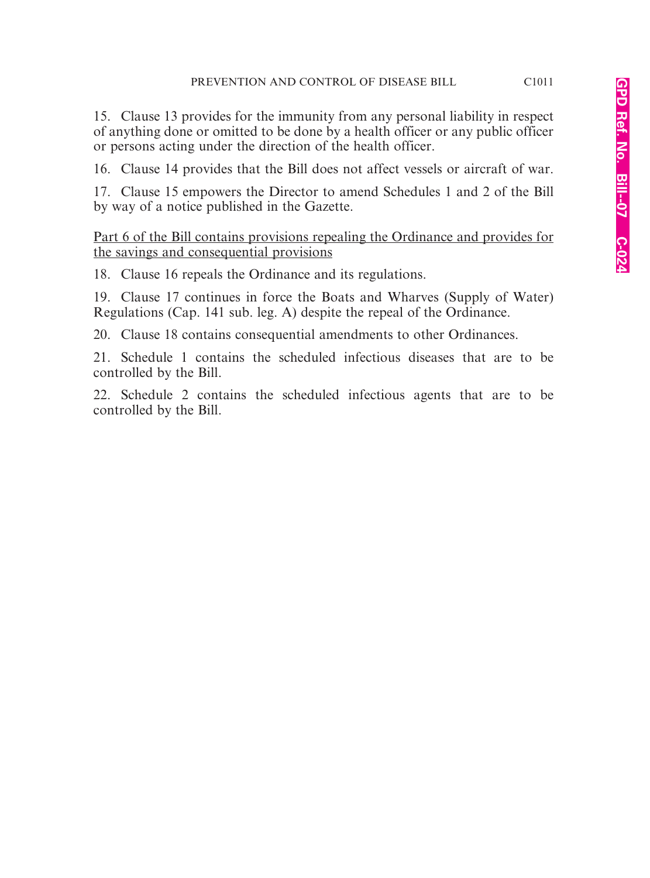15. Clause 13 provides for the immunity from any personal liability in respect of anything done or omitted to be done by a health officer or any public officer or persons acting under the direction of the health officer.

16. Clause 14 provides that the Bill does not affect vessels or aircraft of war.

17. Clause 15 empowers the Director to amend Schedules 1 and 2 of the Bill by way of a notice published in the Gazette.

<u>Part 6 of the Bill contains provisions repealing the Ordinance and provides for the savings and consequential provisions</u>

18. Clause 16 repeals the Ordinance and its regulations.

19. Clause 17 continues in force the Boats and Wharves (Supply of Water) Regulations (Cap. 141 sub. leg. A) despite the repeal of the Ordinance.

20. Clause 18 contains consequential amendments to other Ordinances.

21. Schedule 1 contains the scheduled infectious diseases that are to be controlled by the Bill.

22. Schedule 2 contains the scheduled infectious agents that are to be controlled by the Bill.